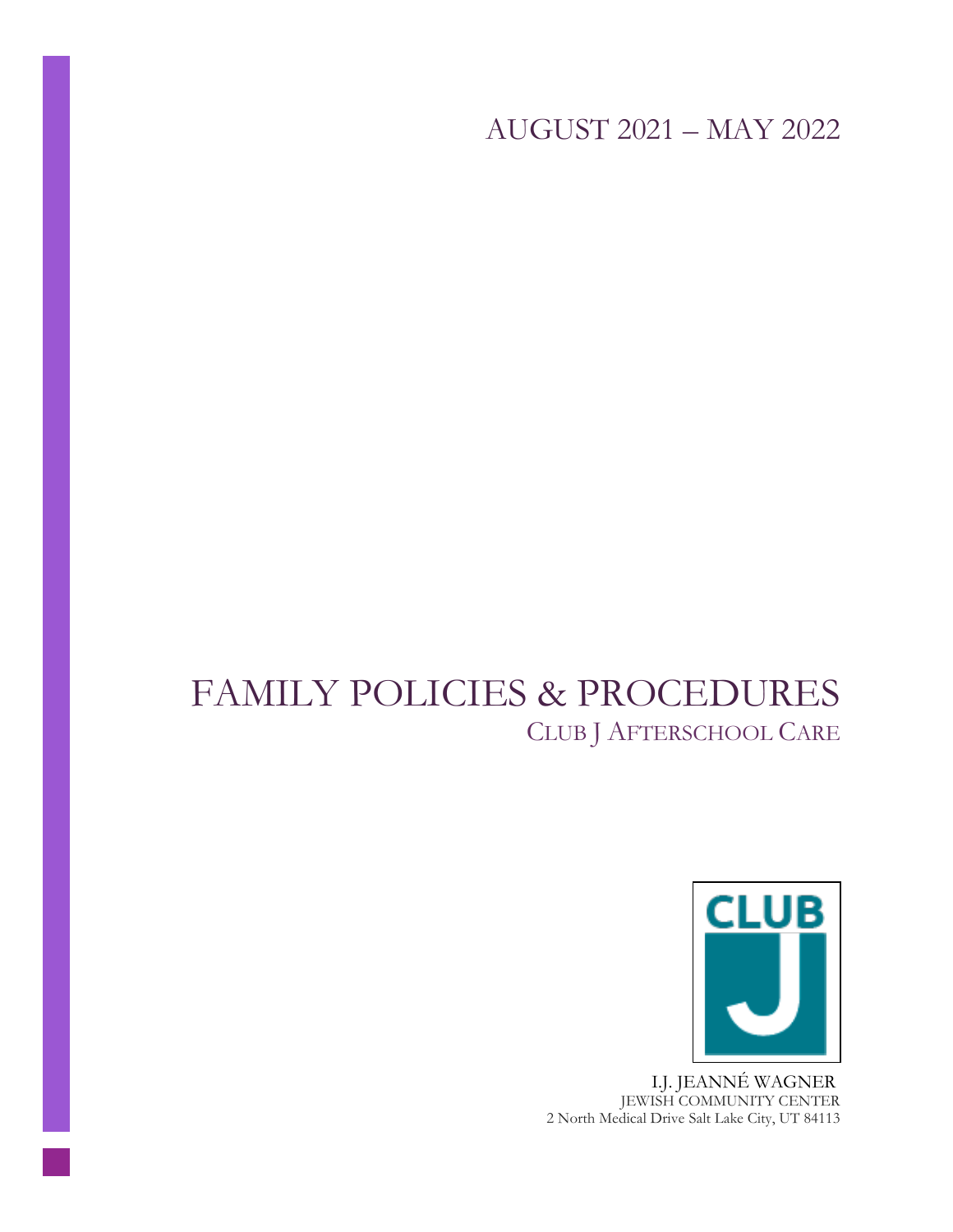AUGUST 2021 – MAY 2022

# FAMILY POLICIES & PROCEDURES

## CLUB J AFTERSCHOOL CARE

CLUB J

I.J. JEANNÉ WAGNER
JEWISH COMMUNITY CENTER
2 North Medical Drive Salt Lake City, UT 84113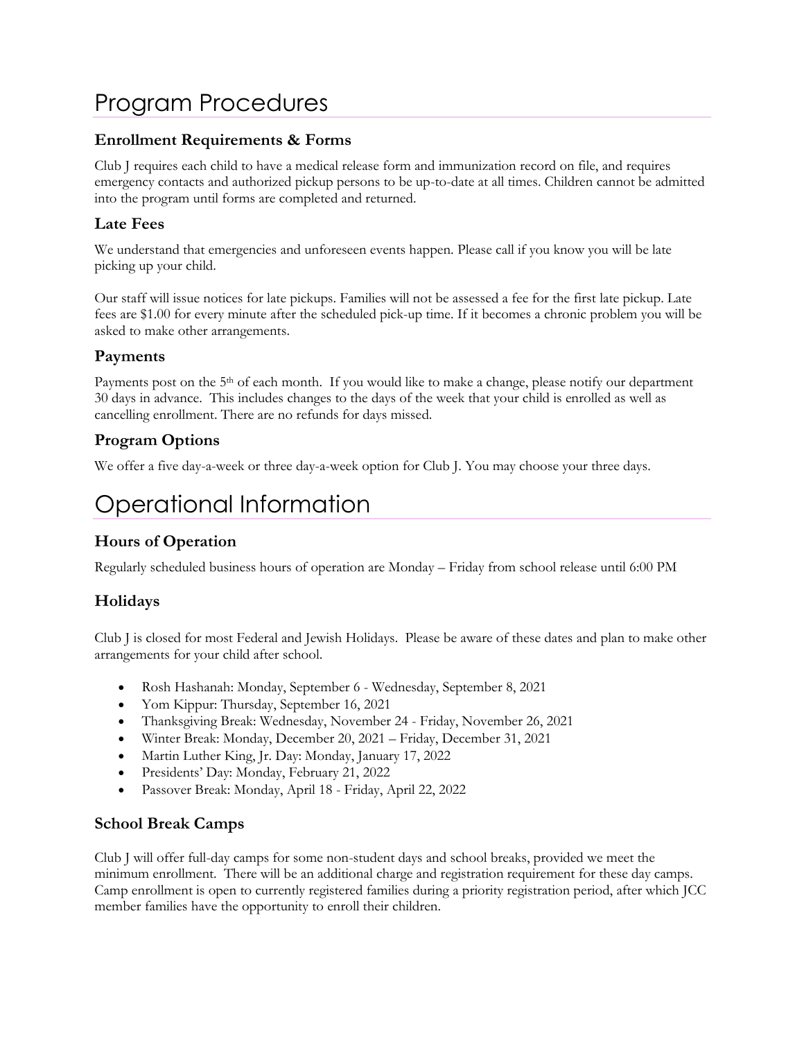# Program Procedures

## Enrollment Requirements & Forms

Club J requires each child to have a medical release form and immunization record on file, and requires emergency contacts and authorized pickup persons to be up-to-date at all times. Children cannot be admitted into the program until forms are completed and returned.

## Late Fees

We understand that emergencies and unforeseen events happen. Please call if you know you will be late picking up your child.

Our staff will issue notices for late pickups. Families will not be assessed a fee for the first late pickup. Late fees are $1.00 for every minute after the scheduled pick-up time. If it becomes a chronic problem you will be asked to make other arrangements.

## Payments

Payments post on the 5th of each month. If you would like to make a change, please notify our department 30 days in advance. This includes changes to the days of the week that your child is enrolled as well as cancelling enrollment. There are no refunds for days missed.

## Program Options

We offer a five day-a-week or three day-a-week option for Club J. You may choose your three days.

# Operational Information

## Hours of Operation

Regularly scheduled business hours of operation are Monday – Friday from school release until 6:00 PM

## Holidays

Club J is closed for most Federal and Jewish Holidays. Please be aware of these dates and plan to make other arrangements for your child after school.

- Rosh Hashanah: Monday, September 6 - Wednesday, September 8, 2021
- Yom Kippur: Thursday, September 16, 2021
- Thanksgiving Break: Wednesday, November 24 - Friday, November 26, 2021
- Winter Break: Monday, December 20, 2021 – Friday, December 31, 2021
- Martin Luther King, Jr. Day: Monday, January 17, 2022
- Presidents' Day: Monday, February 21, 2022
- Passover Break: Monday, April 18 - Friday, April 22, 2022

## School Break Camps

Club J will offer full-day camps for some non-student days and school breaks, provided we meet the minimum enrollment. There will be an additional charge and registration requirement for these day camps. Camp enrollment is open to currently registered families during a priority registration period, after which JCC member families have the opportunity to enroll their children.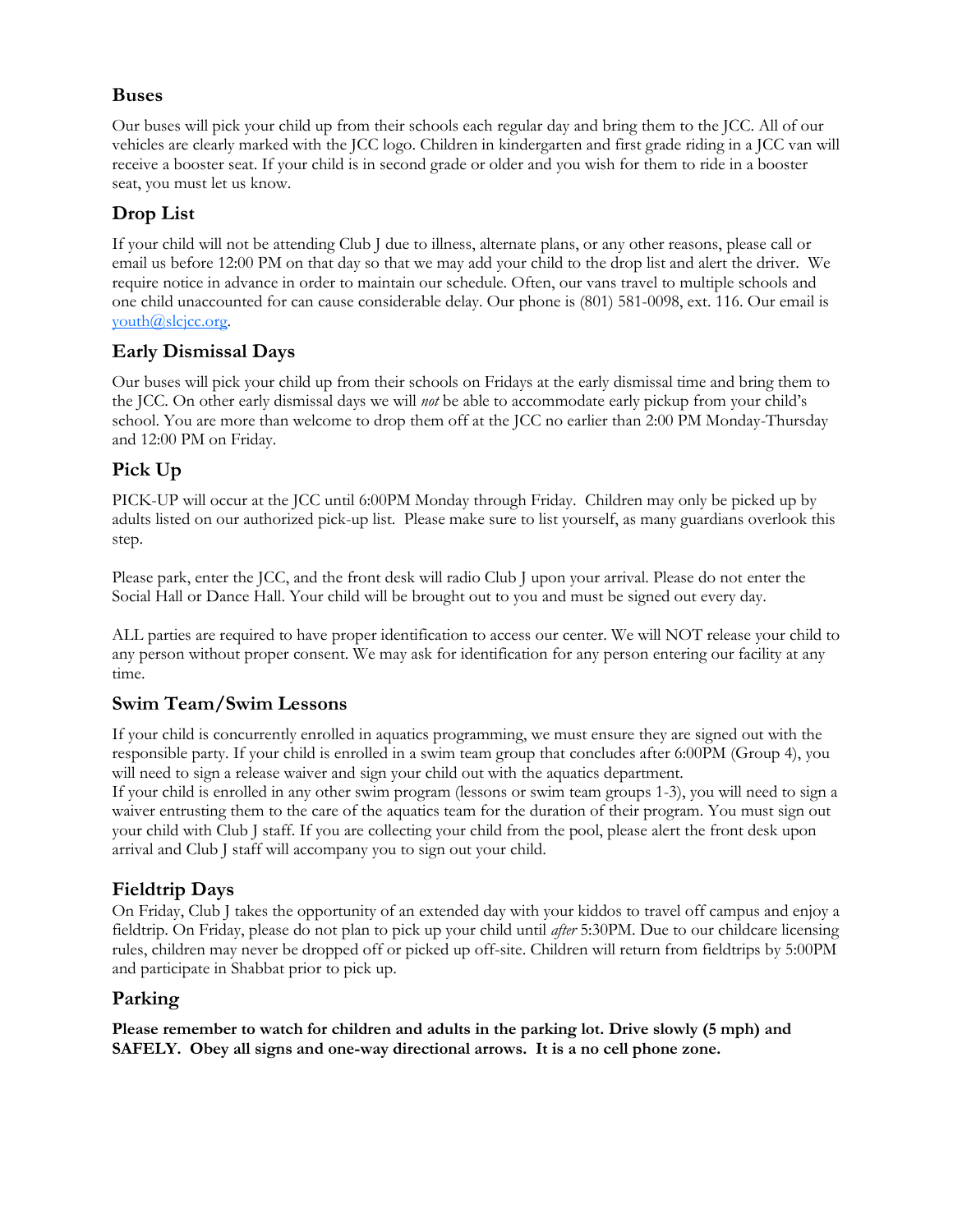## Buses

Our buses will pick your child up from their schools each regular day and bring them to the JCC. All of our vehicles are clearly marked with the JCC logo. Children in kindergarten and first grade riding in a JCC van will receive a booster seat. If your child is in second grade or older and you wish for them to ride in a booster seat, you must let us know.

## Drop List

If your child will not be attending Club J due to illness, alternate plans, or any other reasons, please call or email us before 12:00 PM on that day so that we may add your child to the drop list and alert the driver. We require notice in advance in order to maintain our schedule. Often, our vans travel to multiple schools and one child unaccounted for can cause considerable delay. Our phone is (801) 581-0098, ext. 116. Our email is youth@slcjcc.org.

## Early Dismissal Days

Our buses will pick your child up from their schools on Fridays at the early dismissal time and bring them to the JCC. On other early dismissal days we will *not* be able to accommodate early pickup from your child's school. You are more than welcome to drop them off at the JCC no earlier than 2:00 PM Monday-Thursday and 12:00 PM on Friday.

## Pick Up

PICK-UP will occur at the JCC until 6:00PM Monday through Friday. Children may only be picked up by adults listed on our authorized pick-up list. Please make sure to list yourself, as many guardians overlook this step.

Please park, enter the JCC, and the front desk will radio Club J upon your arrival. Please do not enter the Social Hall or Dance Hall. Your child will be brought out to you and must be signed out every day.

ALL parties are required to have proper identification to access our center. We will NOT release your child to any person without proper consent. We may ask for identification for any person entering our facility at any time.

## Swim Team/Swim Lessons

If your child is concurrently enrolled in aquatics programming, we must ensure they are signed out with the responsible party. If your child is enrolled in a swim team group that concludes after 6:00PM (Group 4), you will need to sign a release waiver and sign your child out with the aquatics department.
If your child is enrolled in any other swim program (lessons or swim team groups 1-3), you will need to sign a waiver entrusting them to the care of the aquatics team for the duration of their program. You must sign out your child with Club J staff. If you are collecting your child from the pool, please alert the front desk upon arrival and Club J staff will accompany you to sign out your child.

## Fieldtrip Days

On Friday, Club J takes the opportunity of an extended day with your kiddos to travel off campus and enjoy a fieldtrip. On Friday, please do not plan to pick up your child until *after* 5:30PM. Due to our childcare licensing rules, children may never be dropped off or picked up off-site. Children will return from fieldtrips by 5:00PM and participate in Shabbat prior to pick up.

## Parking

**Please remember to watch for children and adults in the parking lot. Drive slowly (5 mph) and SAFELY. Obey all signs and one-way directional arrows. It is a no cell phone zone.**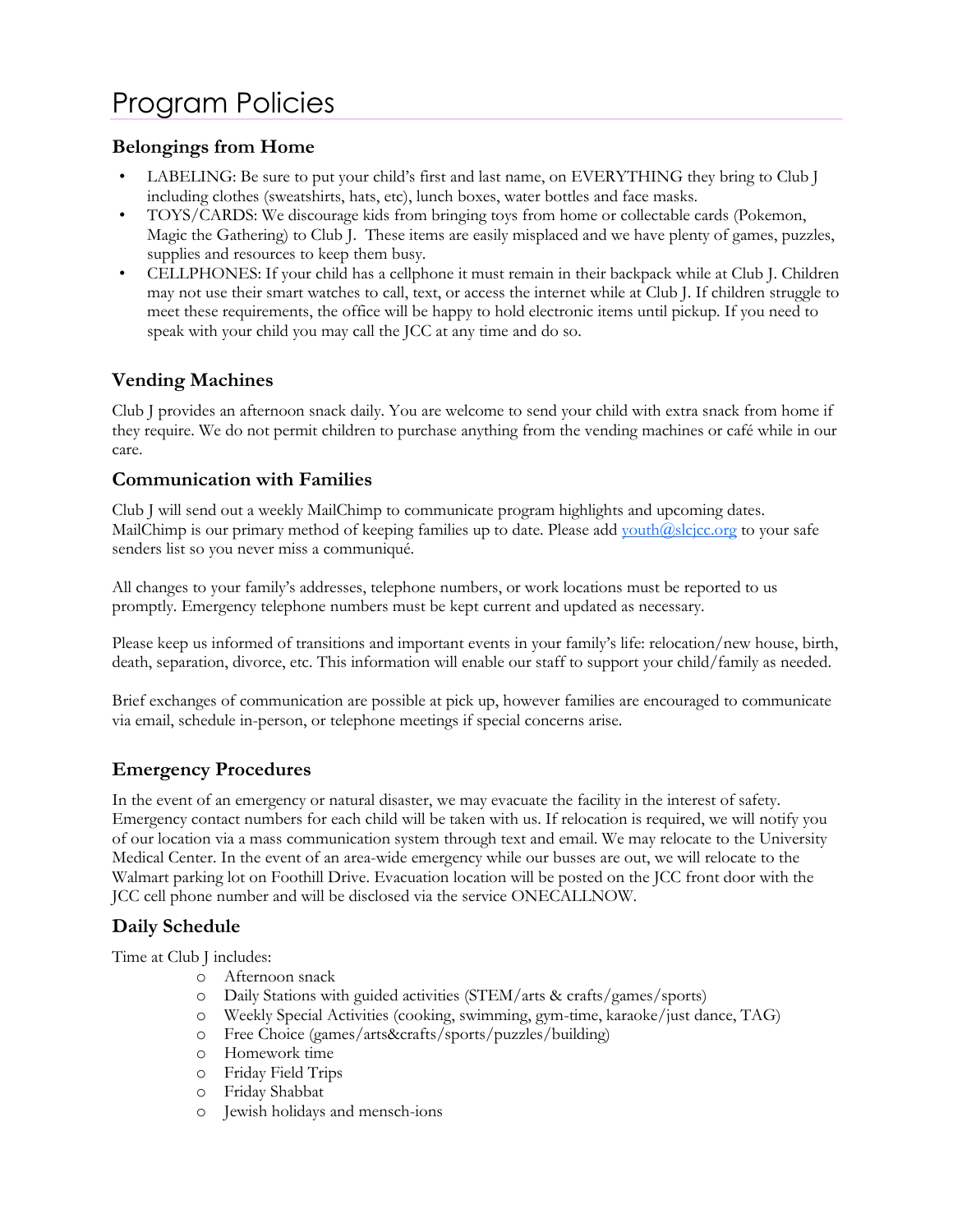# Program Policies

## Belongings from Home

- LABELING: Be sure to put your child's first and last name, on EVERYTHING they bring to Club J including clothes (sweatshirts, hats, etc), lunch boxes, water bottles and face masks.
- TOYS/CARDS: We discourage kids from bringing toys from home or collectable cards (Pokemon, Magic the Gathering) to Club J. These items are easily misplaced and we have plenty of games, puzzles, supplies and resources to keep them busy.
- CELLPHONES: If your child has a cellphone it must remain in their backpack while at Club J. Children may not use their smart watches to call, text, or access the internet while at Club J. If children struggle to meet these requirements, the office will be happy to hold electronic items until pickup. If you need to speak with your child you may call the JCC at any time and do so.

## Vending Machines

Club J provides an afternoon snack daily. You are welcome to send your child with extra snack from home if they require. We do not permit children to purchase anything from the vending machines or café while in our care.

## Communication with Families

Club J will send out a weekly MailChimp to communicate program highlights and upcoming dates. MailChimp is our primary method of keeping families up to date. Please add youth@slcjcc.org to your safe senders list so you never miss a communiqué.

All changes to your family's addresses, telephone numbers, or work locations must be reported to us promptly. Emergency telephone numbers must be kept current and updated as necessary.

Please keep us informed of transitions and important events in your family's life: relocation/new house, birth, death, separation, divorce, etc. This information will enable our staff to support your child/family as needed.

Brief exchanges of communication are possible at pick up, however families are encouraged to communicate via email, schedule in-person, or telephone meetings if special concerns arise.

## Emergency Procedures

In the event of an emergency or natural disaster, we may evacuate the facility in the interest of safety. Emergency contact numbers for each child will be taken with us. If relocation is required, we will notify you of our location via a mass communication system through text and email. We may relocate to the University Medical Center. In the event of an area-wide emergency while our busses are out, we will relocate to the Walmart parking lot on Foothill Drive. Evacuation location will be posted on the JCC front door with the JCC cell phone number and will be disclosed via the service ONECALLNOW.

## Daily Schedule

Time at Club J includes:

- Afternoon snack
- Daily Stations with guided activities (STEM/arts & crafts/games/sports)
- Weekly Special Activities (cooking, swimming, gym-time, karaoke/just dance, TAG)
- Free Choice (games/arts&crafts/sports/puzzles/building)
- Homework time
- Friday Field Trips
- Friday Shabbat
- Jewish holidays and mensch-ions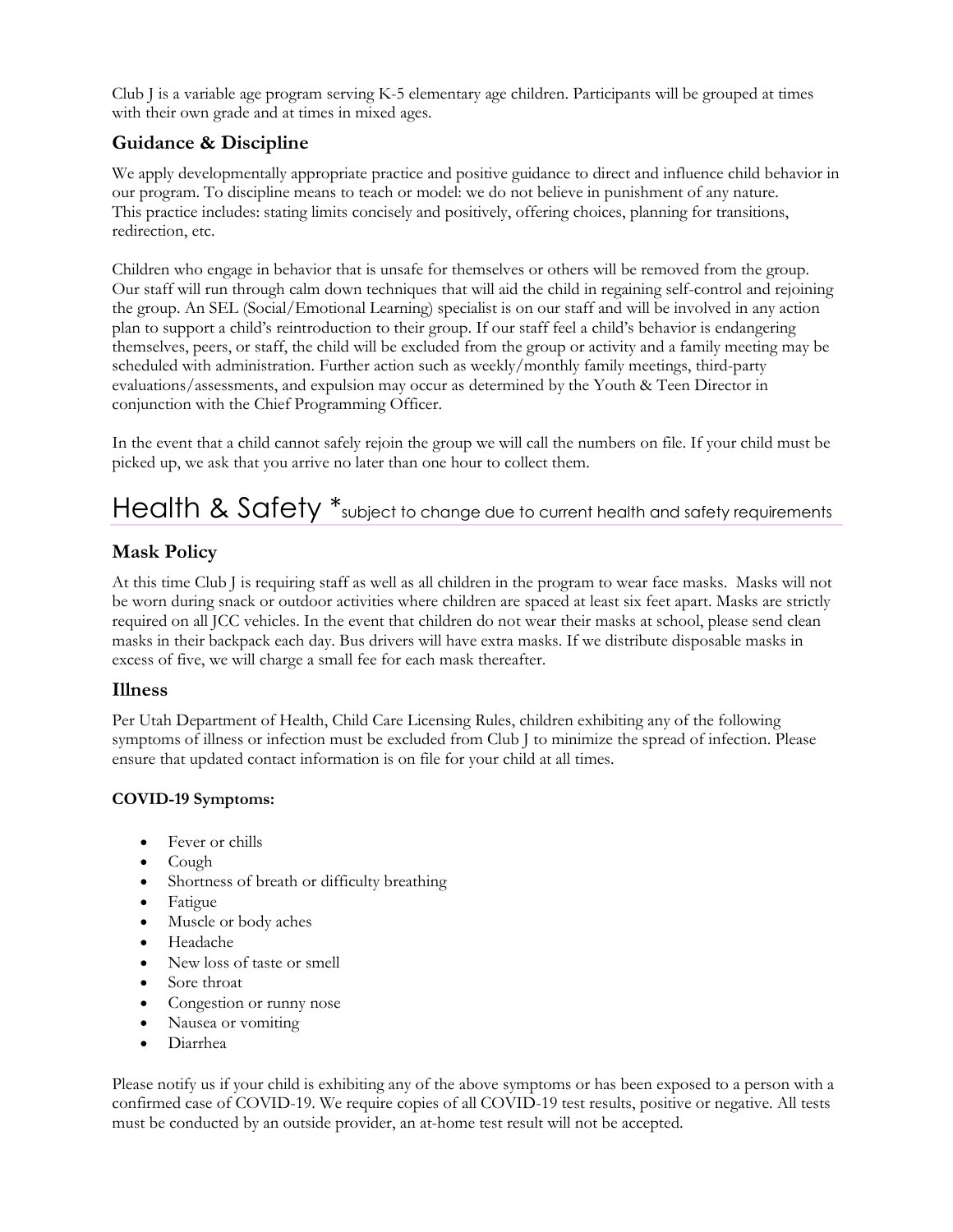Club J is a variable age program serving K-5 elementary age children. Participants will be grouped at times with their own grade and at times in mixed ages.

### Guidance & Discipline

We apply developmentally appropriate practice and positive guidance to direct and influence child behavior in our program. To discipline means to teach or model: we do not believe in punishment of any nature. This practice includes: stating limits concisely and positively, offering choices, planning for transitions, redirection, etc.

Children who engage in behavior that is unsafe for themselves or others will be removed from the group. Our staff will run through calm down techniques that will aid the child in regaining self-control and rejoining the group. An SEL (Social/Emotional Learning) specialist is on our staff and will be involved in any action plan to support a child's reintroduction to their group. If our staff feel a child's behavior is endangering themselves, peers, or staff, the child will be excluded from the group or activity and a family meeting may be scheduled with administration. Further action such as weekly/monthly family meetings, third-party evaluations/assessments, and expulsion may occur as determined by the Youth & Teen Director in conjunction with the Chief Programming Officer.

In the event that a child cannot safely rejoin the group we will call the numbers on file. If your child must be picked up, we ask that you arrive no later than one hour to collect them.

## Health & Safety *subject to change due to current health and safety requirements

### Mask Policy

At this time Club J is requiring staff as well as all children in the program to wear face masks. Masks will not be worn during snack or outdoor activities where children are spaced at least six feet apart. Masks are strictly required on all JCC vehicles. In the event that children do not wear their masks at school, please send clean masks in their backpack each day. Bus drivers will have extra masks. If we distribute disposable masks in excess of five, we will charge a small fee for each mask thereafter.

### Illness

Per Utah Department of Health, Child Care Licensing Rules, children exhibiting any of the following symptoms of illness or infection must be excluded from Club J to minimize the spread of infection. Please ensure that updated contact information is on file for your child at all times.

**COVID-19 Symptoms:**

- Fever or chills
- Cough
- Shortness of breath or difficulty breathing
- Fatigue
- Muscle or body aches
- Headache
- New loss of taste or smell
- Sore throat
- Congestion or runny nose
- Nausea or vomiting
- Diarrhea

Please notify us if your child is exhibiting any of the above symptoms or has been exposed to a person with a confirmed case of COVID-19. We require copies of all COVID-19 test results, positive or negative. All tests must be conducted by an outside provider, an at-home test result will not be accepted.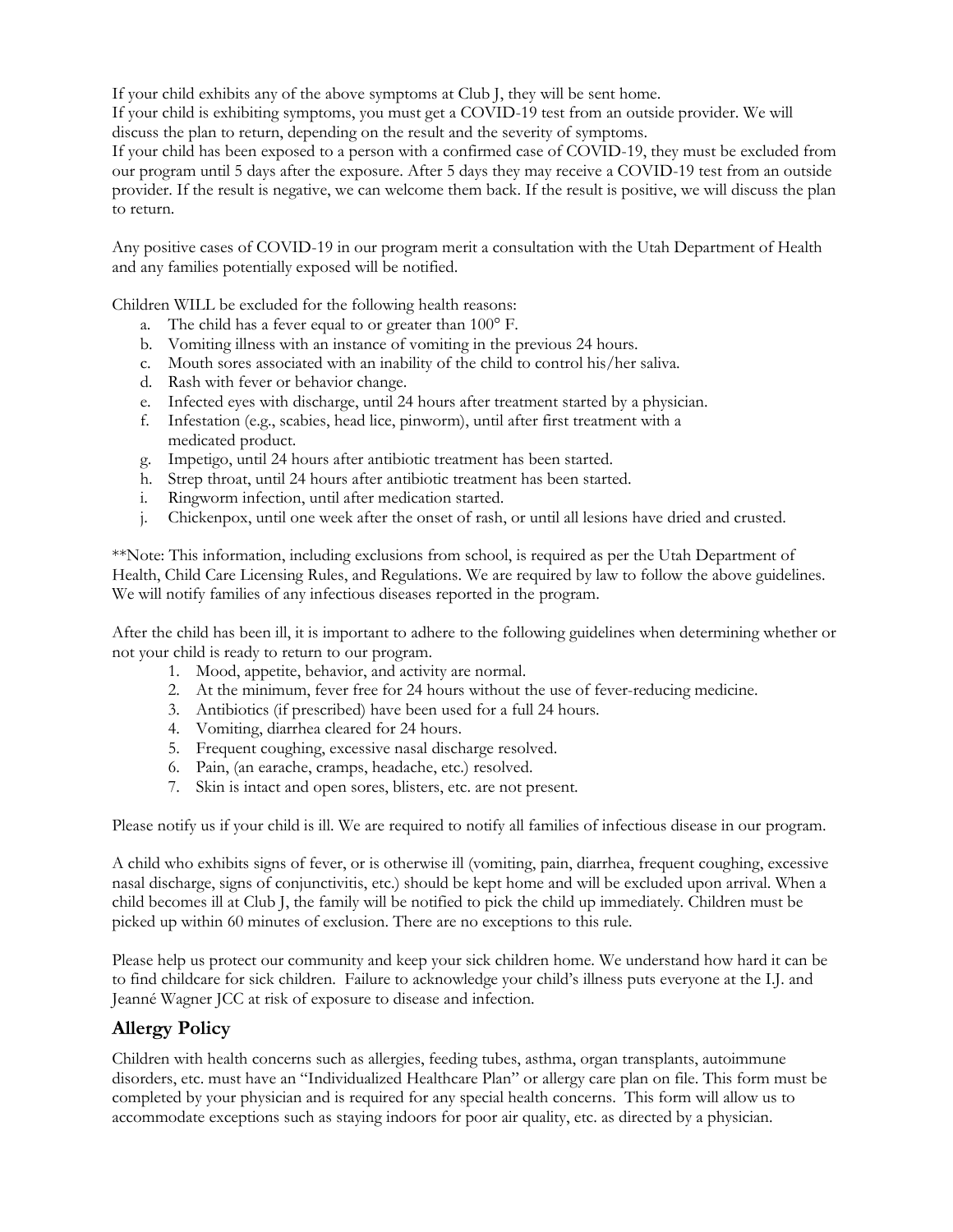If your child exhibits any of the above symptoms at Club J, they will be sent home.
If your child is exhibiting symptoms, you must get a COVID-19 test from an outside provider. We will discuss the plan to return, depending on the result and the severity of symptoms.
If your child has been exposed to a person with a confirmed case of COVID-19, they must be excluded from our program until 5 days after the exposure. After 5 days they may receive a COVID-19 test from an outside provider. If the result is negative, we can welcome them back. If the result is positive, we will discuss the plan to return.

Any positive cases of COVID-19 in our program merit a consultation with the Utah Department of Health and any families potentially exposed will be notified.

Children WILL be excluded for the following health reasons:

a. The child has a fever equal to or greater than 100° F.
b. Vomiting illness with an instance of vomiting in the previous 24 hours.
c. Mouth sores associated with an inability of the child to control his/her saliva.
d. Rash with fever or behavior change.
e. Infected eyes with discharge, until 24 hours after treatment started by a physician.
f. Infestation (e.g., scabies, head lice, pinworm), until after first treatment with a medicated product.
g. Impetigo, until 24 hours after antibiotic treatment has been started.
h. Strep throat, until 24 hours after antibiotic treatment has been started.
i. Ringworm infection, until after medication started.
j. Chickenpox, until one week after the onset of rash, or until all lesions have dried and crusted.

**Note: This information, including exclusions from school, is required as per the Utah Department of Health, Child Care Licensing Rules, and Regulations. We are required by law to follow the above guidelines. We will notify families of any infectious diseases reported in the program.

After the child has been ill, it is important to adhere to the following guidelines when determining whether or not your child is ready to return to our program.

1. Mood, appetite, behavior, and activity are normal.
2. At the minimum, fever free for 24 hours without the use of fever-reducing medicine.
3. Antibiotics (if prescribed) have been used for a full 24 hours.
4. Vomiting, diarrhea cleared for 24 hours.
5. Frequent coughing, excessive nasal discharge resolved.
6. Pain, (an earache, cramps, headache, etc.) resolved.
7. Skin is intact and open sores, blisters, etc. are not present.

Please notify us if your child is ill. We are required to notify all families of infectious disease in our program.

A child who exhibits signs of fever, or is otherwise ill (vomiting, pain, diarrhea, frequent coughing, excessive nasal discharge, signs of conjunctivitis, etc.) should be kept home and will be excluded upon arrival. When a child becomes ill at Club J, the family will be notified to pick the child up immediately. Children must be picked up within 60 minutes of exclusion. There are no exceptions to this rule.

Please help us protect our community and keep your sick children home. We understand how hard it can be to find childcare for sick children. Failure to acknowledge your child's illness puts everyone at the I.J. and Jeanné Wagner JCC at risk of exposure to disease and infection.

## Allergy Policy

Children with health concerns such as allergies, feeding tubes, asthma, organ transplants, autoimmune disorders, etc. must have an "Individualized Healthcare Plan" or allergy care plan on file. This form must be completed by your physician and is required for any special health concerns. This form will allow us to accommodate exceptions such as staying indoors for poor air quality, etc. as directed by a physician.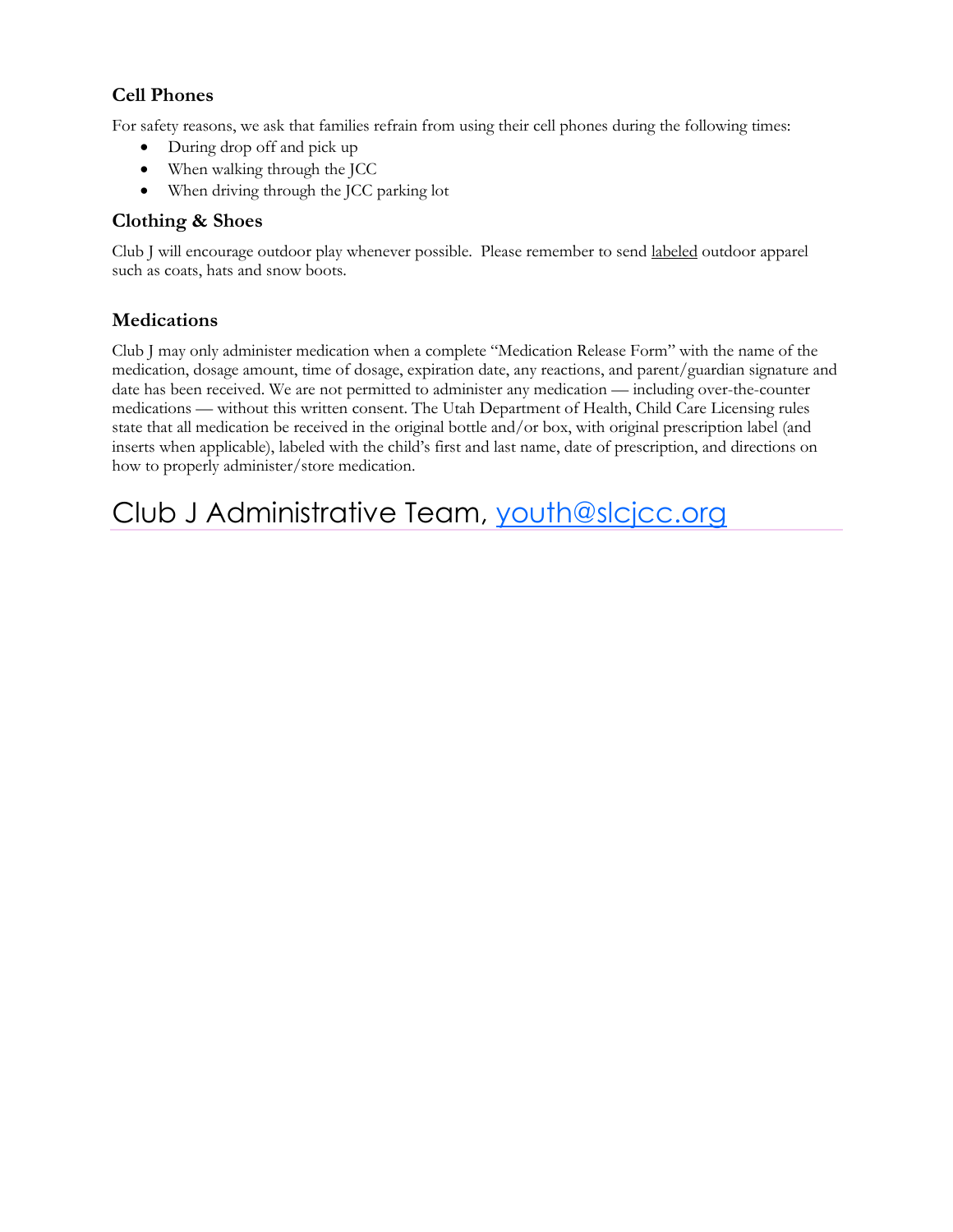### Cell Phones

For safety reasons, we ask that families refrain from using their cell phones during the following times:

- During drop off and pick up
- When walking through the JCC
- When driving through the JCC parking lot

### Clothing & Shoes

Club J will encourage outdoor play whenever possible. Please remember to send labeled outdoor apparel such as coats, hats and snow boots.

### Medications

Club J may only administer medication when a complete "Medication Release Form" with the name of the medication, dosage amount, time of dosage, expiration date, any reactions, and parent/guardian signature and date has been received. We are not permitted to administer any medication — including over-the-counter medications — without this written consent. The Utah Department of Health, Child Care Licensing rules state that all medication be received in the original bottle and/or box, with original prescription label (and inserts when applicable), labeled with the child's first and last name, date of prescription, and directions on how to properly administer/store medication.

# Club J Administrative Team, youth@slcjcc.org